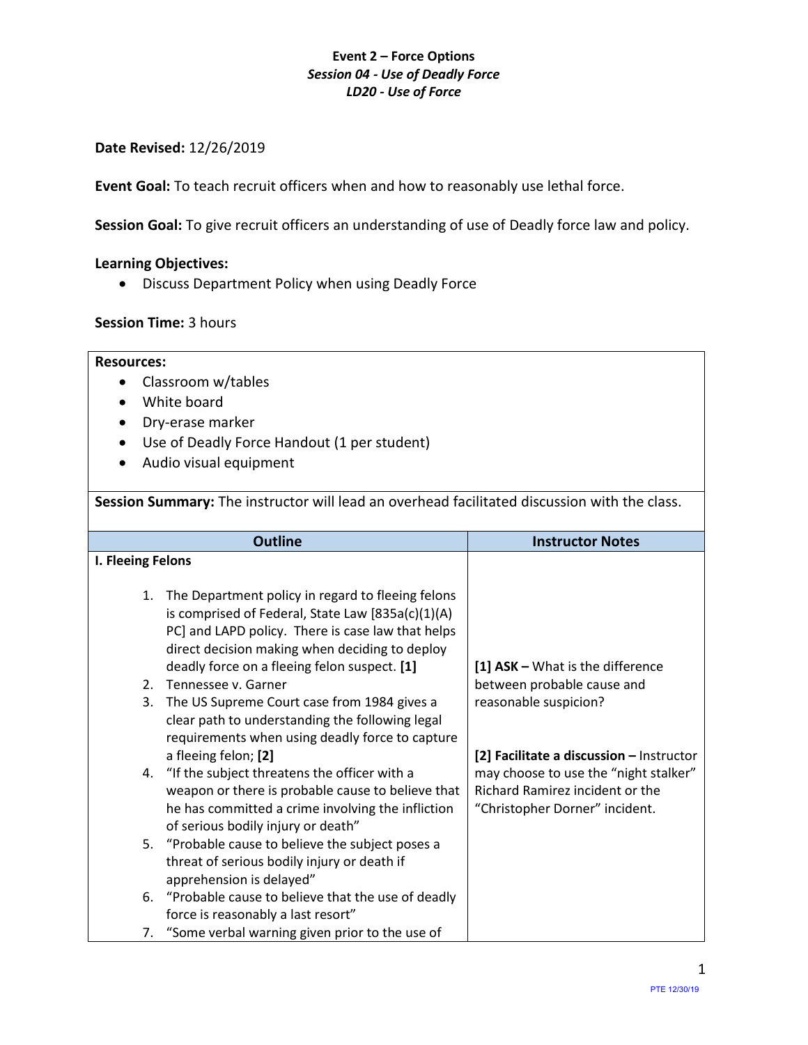**Event 2 – Force Options**
***Session 04 - Use of Deadly Force***
***LD20 - Use of Force***

**Date Revised:** 12/26/2019

**Event Goal:** To teach recruit officers when and how to reasonably use lethal force.

**Session Goal:** To give recruit officers an understanding of use of Deadly force law and policy.

**Learning Objectives:**

- Discuss Department Policy when using Deadly Force

**Session Time:** 3 hours

| **Resources:** |
|---|
| • Classroom w/tables<br>• White board<br>• Dry-erase marker<br>• Use of Deadly Force Handout (1 per student)<br>• Audio visual equipment |
| **Session Summary:** The instructor will lead an overhead facilitated discussion with the class. |

| **Outline** | **Instructor Notes** |
|---|---|
| **I. Fleeing Felons**<br><br>1. The Department policy in regard to fleeing felons is comprised of Federal, State Law [835a(c)(1)(A) PC] and LAPD policy. There is case law that helps direct decision making when deciding to deploy deadly force on a fleeing felon suspect. **[1]**<br>2. Tennessee v. Garner<br>3. The US Supreme Court case from 1984 gives a clear path to understanding the following legal requirements when using deadly force to capture a fleeing felon; **[2]**<br>4. "If the subject threatens the officer with a weapon or there is probable cause to believe that he has committed a crime involving the infliction of serious bodily injury or death"<br>5. "Probable cause to believe the subject poses a threat of serious bodily injury or death if apprehension is delayed"<br>6. "Probable cause to believe that the use of deadly force is reasonably a last resort"<br>7. "Some verbal warning given prior to the use of | **[1] ASK –** What is the difference between probable cause and reasonable suspicion?<br><br>**[2] Facilitate a discussion –** Instructor may choose to use the "night stalker" Richard Ramirez incident or the "Christopher Dorner" incident. |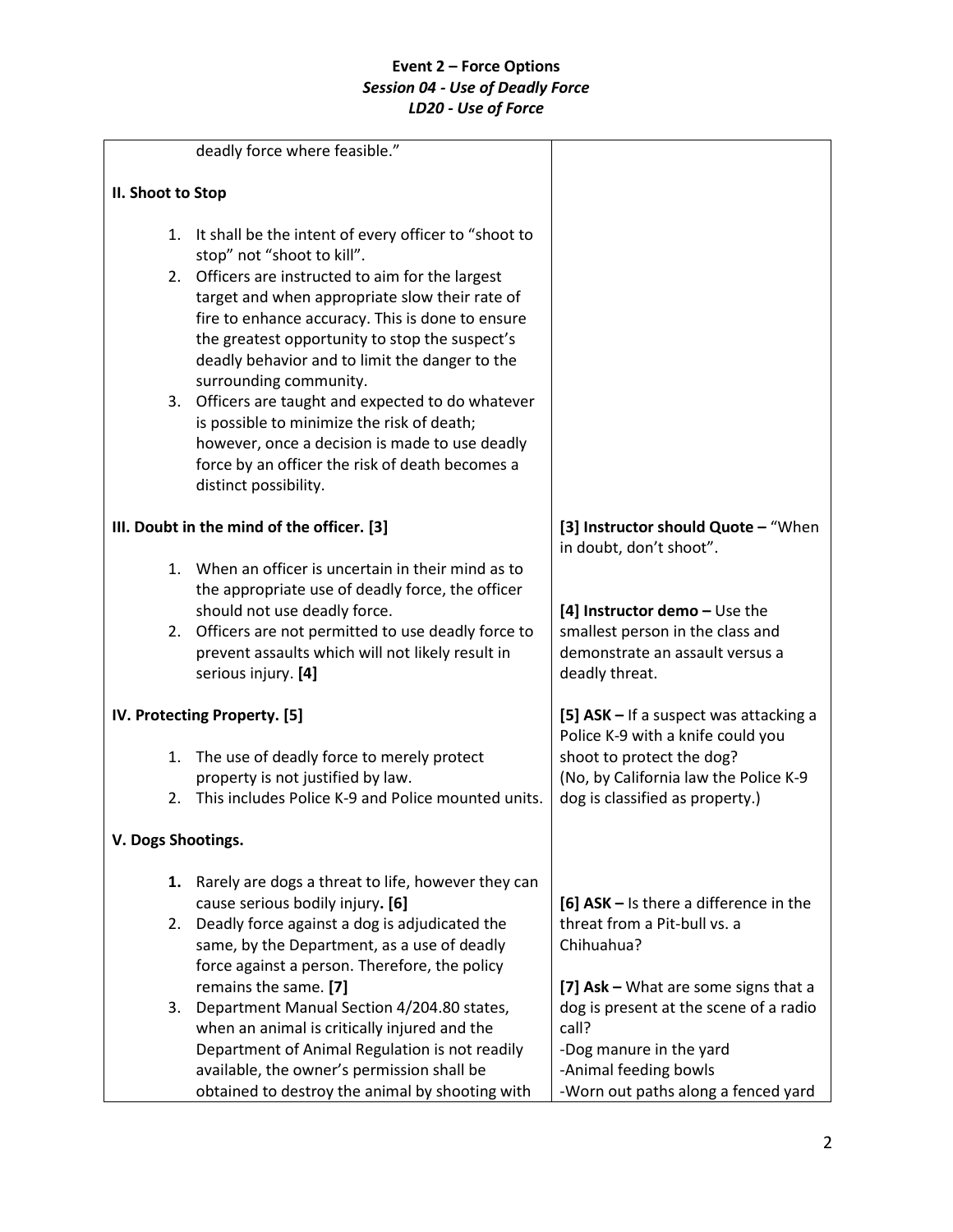deadly force where feasible."

**II. Shoot to Stop**

1. It shall be the intent of every officer to "shoot to stop" not "shoot to kill".
2. Officers are instructed to aim for the largest target and when appropriate slow their rate of fire to enhance accuracy. This is done to ensure the greatest opportunity to stop the suspect's deadly behavior and to limit the danger to the surrounding community.
3. Officers are taught and expected to do whatever is possible to minimize the risk of death; however, once a decision is made to use deadly force by an officer the risk of death becomes a distinct possibility.

**III. Doubt in the mind of the officer. [3]**

**[3] Instructor should Quote –** "When in doubt, don't shoot".

1. When an officer is uncertain in their mind as to the appropriate use of deadly force, the officer should not use deadly force.
2. Officers are not permitted to use deadly force to prevent assaults which will not likely result in serious injury. **[4]**

**[4] Instructor demo –** Use the smallest person in the class and demonstrate an assault versus a deadly threat.

**IV. Protecting Property. [5]**

**[5] ASK –** If a suspect was attacking a Police K-9 with a knife could you shoot to protect the dog? (No, by California law the Police K-9 dog is classified as property.)

1. The use of deadly force to merely protect property is not justified by law.
2. This includes Police K-9 and Police mounted units.

**V. Dogs Shootings.**

1. Rarely are dogs a threat to life, however they can cause serious bodily injury**. [6]**
2. Deadly force against a dog is adjudicated the same, by the Department, as a use of deadly force against a person. Therefore, the policy remains the same. **[7]**
3. Department Manual Section 4/204.80 states, when an animal is critically injured and the Department of Animal Regulation is not readily available, the owner's permission shall be obtained to destroy the animal by shooting with

**[6] ASK –** Is there a difference in the threat from a Pit-bull vs. a Chihuahua?

**[7] Ask –** What are some signs that a dog is present at the scene of a radio call?
- Dog manure in the yard
- Animal feeding bowls
- Worn out paths along a fenced yard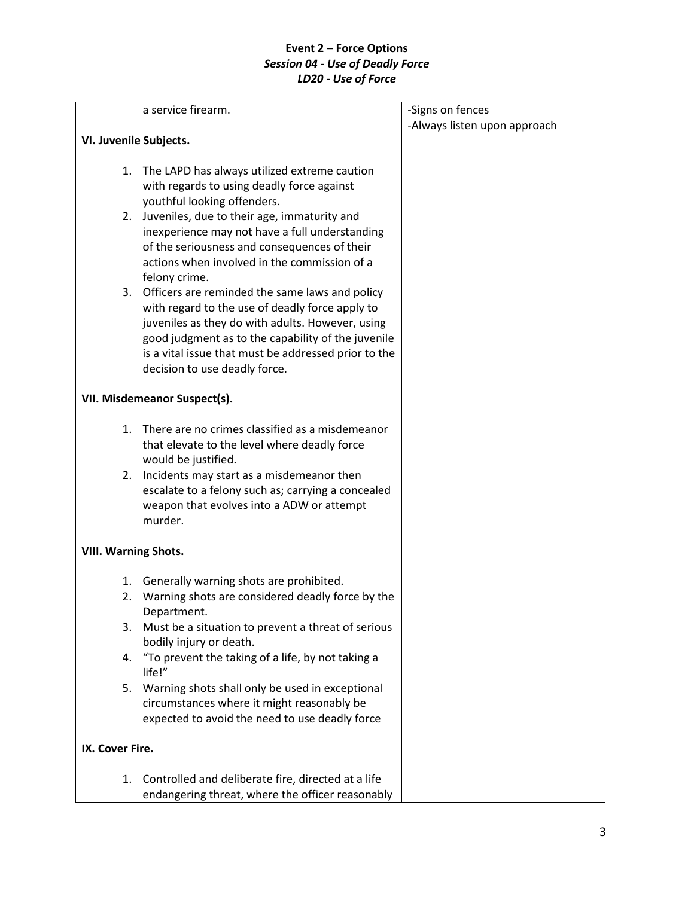| | |
|---|---|
| a service firearm.<br><br>**VI. Juvenile Subjects.**<br><br>1. The LAPD has always utilized extreme caution with regards to using deadly force against youthful looking offenders.<br>2. Juveniles, due to their age, immaturity and inexperience may not have a full understanding of the seriousness and consequences of their actions when involved in the commission of a felony crime.<br>3. Officers are reminded the same laws and policy with regard to the use of deadly force apply to juveniles as they do with adults. However, using good judgment as to the capability of the juvenile is a vital issue that must be addressed prior to the decision to use deadly force.<br><br>**VII. Misdemeanor Suspect(s).**<br><br>1. There are no crimes classified as a misdemeanor that elevate to the level where deadly force would be justified.<br>2. Incidents may start as a misdemeanor then escalate to a felony such as; carrying a concealed weapon that evolves into a ADW or attempt murder.<br><br>**VIII. Warning Shots.**<br><br>1. Generally warning shots are prohibited.<br>2. Warning shots are considered deadly force by the Department.<br>3. Must be a situation to prevent a threat of serious bodily injury or death.<br>4. "To prevent the taking of a life, by not taking a life!"<br>5. Warning shots shall only be used in exceptional circumstances where it might reasonably be expected to avoid the need to use deadly force<br><br>**IX. Cover Fire.**<br><br>1. Controlled and deliberate fire, directed at a life endangering threat, where the officer reasonably | -Signs on fences<br>-Always listen upon approach |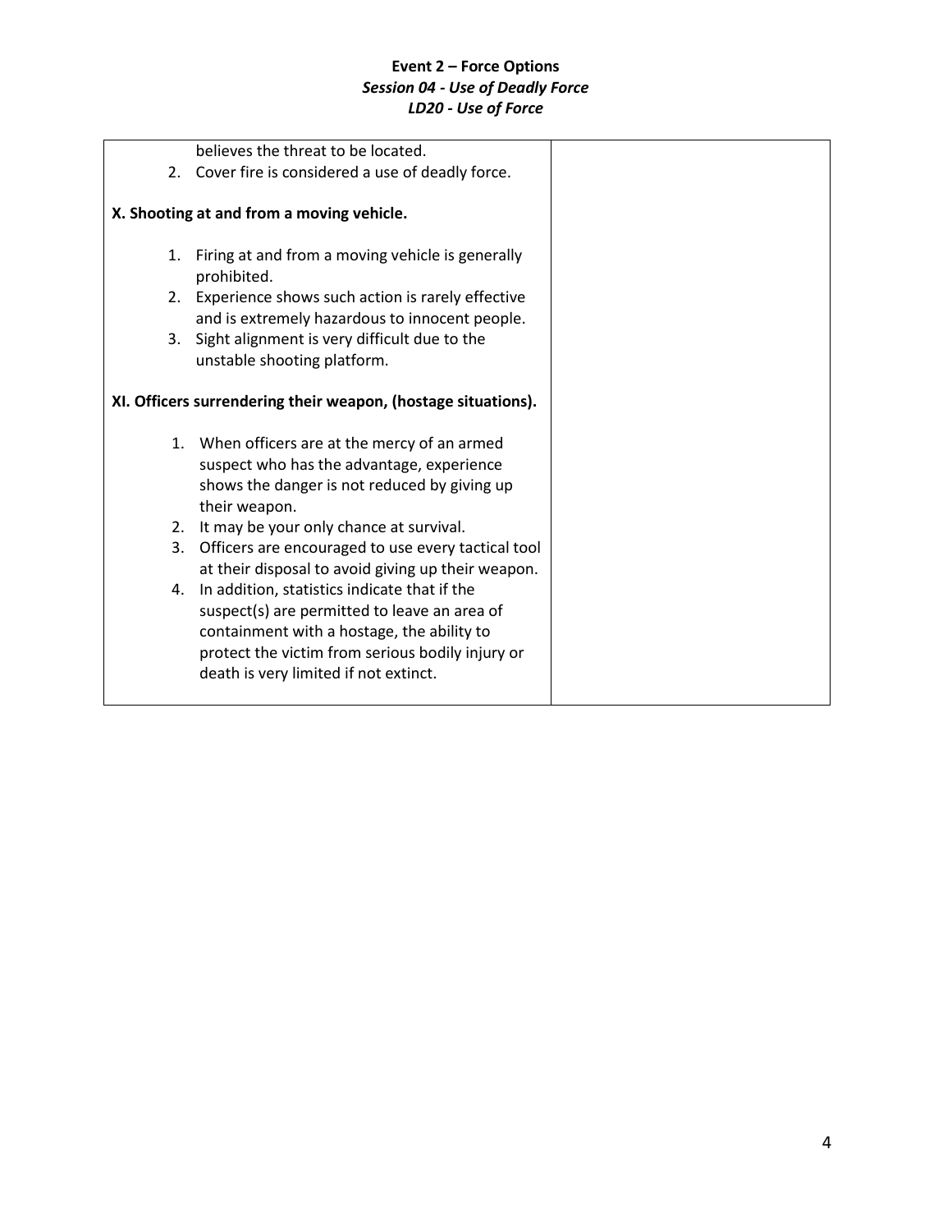believes the threat to be located.

2. Cover fire is considered a use of deadly force.

**X. Shooting at and from a moving vehicle.**

1. Firing at and from a moving vehicle is generally prohibited.
2. Experience shows such action is rarely effective and is extremely hazardous to innocent people.
3. Sight alignment is very difficult due to the unstable shooting platform.

**XI. Officers surrendering their weapon, (hostage situations).**

1. When officers are at the mercy of an armed suspect who has the advantage, experience shows the danger is not reduced by giving up their weapon.
2. It may be your only chance at survival.
3. Officers are encouraged to use every tactical tool at their disposal to avoid giving up their weapon.
4. In addition, statistics indicate that if the suspect(s) are permitted to leave an area of containment with a hostage, the ability to protect the victim from serious bodily injury or death is very limited if not extinct.